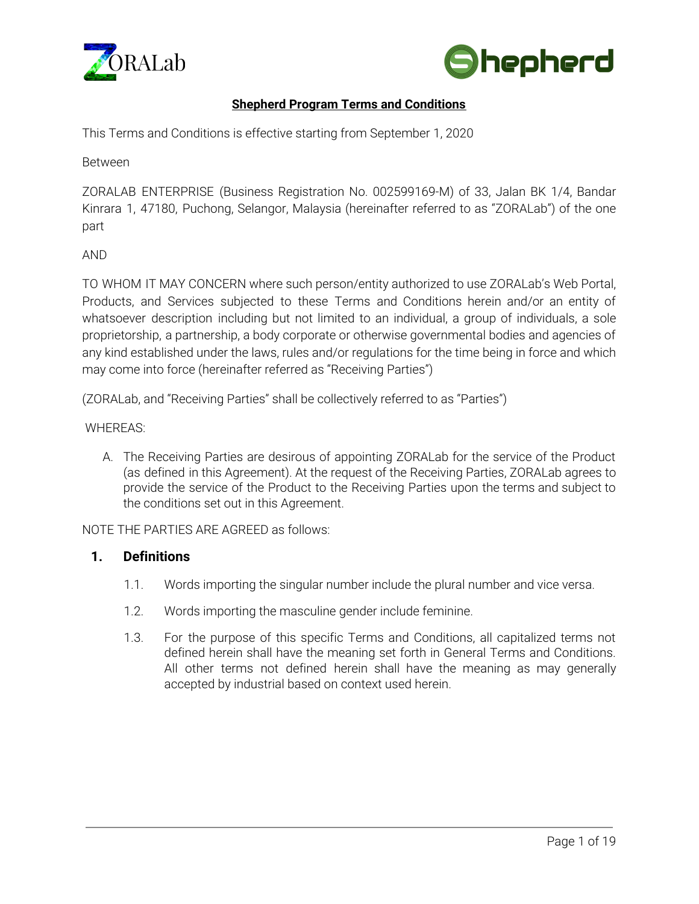# Shepherd Program Terms and Conditions

This Terms and Conditions is effective starting from September 1, 2020

Between

ZORALAB ENTERPRISE (Business Registration No. 002599169-M) of 33, Jalan BK 1/4, Bandar Kinrara 1, 47180, Puchong, Selangor, Malaysia (hereinafter referred to as "ZORALab") of the one part

AND

TO WHOM IT MAY CONCERN where such person/entity authorized to use ZORALab's Web Portal, Products, and Services subjected to these Terms and Conditions herein and/or an entity of whatsoever description including but not limited to an individual, a group of individuals, a sole proprietorship, a partnership, a body corporate or otherwise governmental bodies and agencies of any kind established under the laws, rules and/or regulations for the time being in force and which may come into force (hereinafter referred as "Receiving Parties")

(ZORALab, and "Receiving Parties" shall be collectively referred to as "Parties")

WHEREAS:

A. The Receiving Parties are desirous of appointing ZORALab for the service of the Product (as defined in this Agreement). At the request of the Receiving Parties, ZORALab agrees to provide the service of the Product to the Receiving Parties upon the terms and subject to the conditions set out in this Agreement.

NOTE THE PARTIES ARE AGREED as follows:

## 1. Definitions

1.1. Words importing the singular number include the plural number and vice versa.

1.2. Words importing the masculine gender include feminine.

1.3. For the purpose of this specific Terms and Conditions, all capitalized terms not defined herein shall have the meaning set forth in General Terms and Conditions. All other terms not defined herein shall have the meaning as may generally accepted by industrial based on context used herein.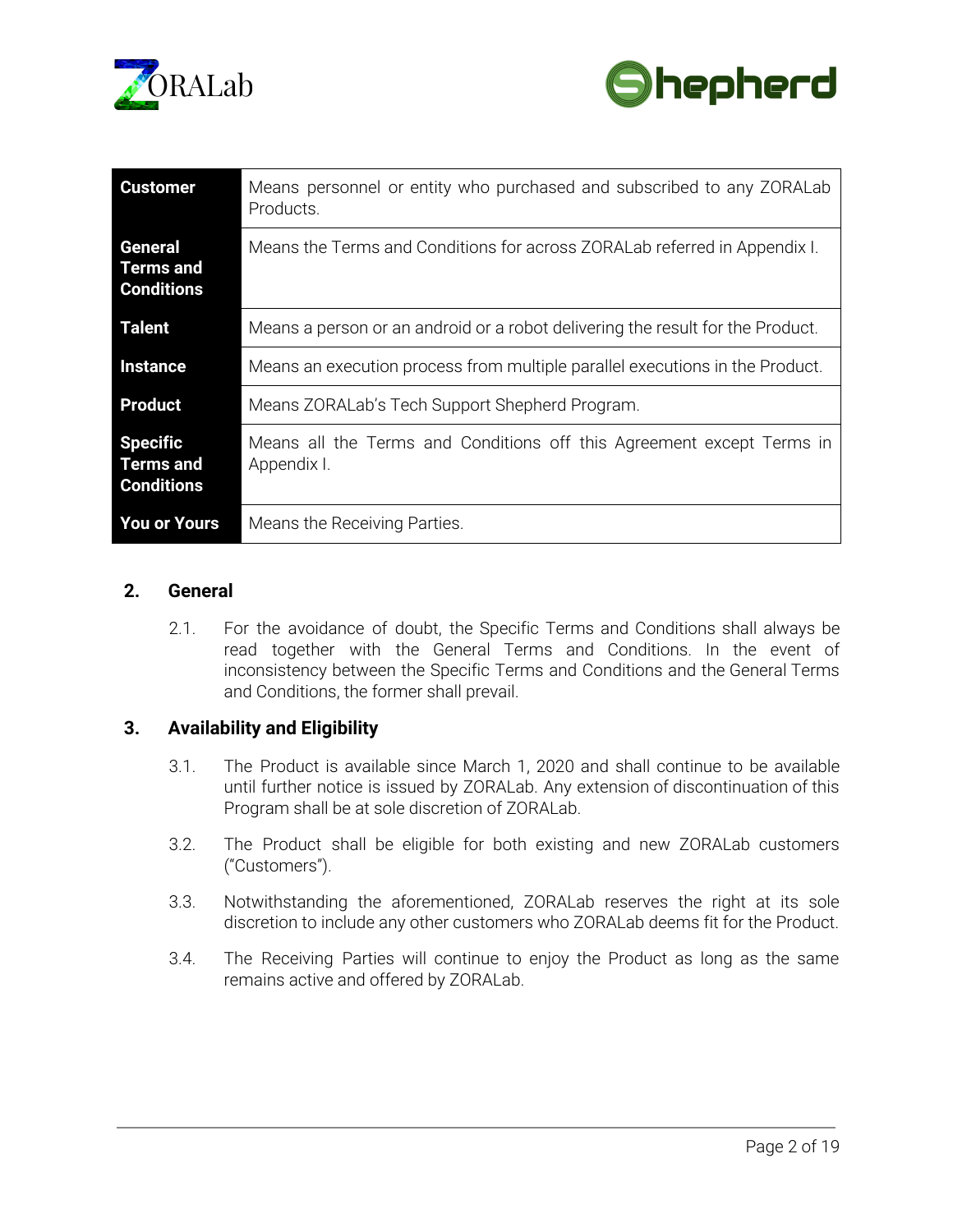| | |
|---|---|
| **Customer** | Means personnel or entity who purchased and subscribed to any ZORALab Products. |
| **General Terms and Conditions** | Means the Terms and Conditions for across ZORALab referred in Appendix I. |
| **Talent** | Means a person or an android or a robot delivering the result for the Product. |
| **Instance** | Means an execution process from multiple parallel executions in the Product. |
| **Product** | Means ZORALab's Tech Support Shepherd Program. |
| **Specific Terms and Conditions** | Means all the Terms and Conditions off this Agreement except Terms in Appendix I. |
| **You or Yours** | Means the Receiving Parties. |

## 2. General

2.1. For the avoidance of doubt, the Specific Terms and Conditions shall always be read together with the General Terms and Conditions. In the event of inconsistency between the Specific Terms and Conditions and the General Terms and Conditions, the former shall prevail.

## 3. Availability and Eligibility

3.1. The Product is available since March 1, 2020 and shall continue to be available until further notice is issued by ZORALab. Any extension of discontinuation of this Program shall be at sole discretion of ZORALab.

3.2. The Product shall be eligible for both existing and new ZORALab customers ("Customers").

3.3. Notwithstanding the aforementioned, ZORALab reserves the right at its sole discretion to include any other customers who ZORALab deems fit for the Product.

3.4. The Receiving Parties will continue to enjoy the Product as long as the same remains active and offered by ZORALab.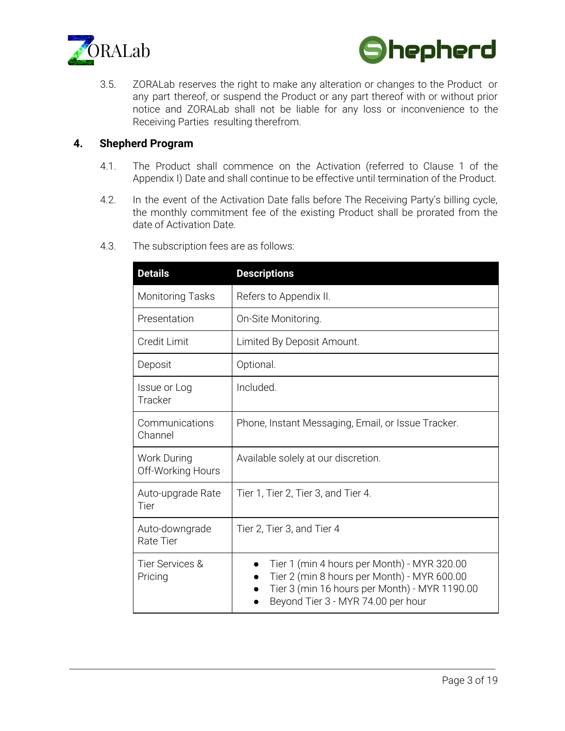3.5. ZORALab reserves the right to make any alteration or changes to the Product or any part thereof, or suspend the Product or any part thereof with or without prior notice and ZORALab shall not be liable for any loss or inconvenience to the Receiving Parties resulting therefrom.

## 4. Shepherd Program

4.1. The Product shall commence on the Activation (referred to Clause 1 of the Appendix I) Date and shall continue to be effective until termination of the Product.

4.2. In the event of the Activation Date falls before The Receiving Party's billing cycle, the monthly commitment fee of the existing Product shall be prorated from the date of Activation Date.

4.3. The subscription fees are as follows:

| Details | Descriptions |
|---|---|
| Monitoring Tasks | Refers to Appendix II. |
| Presentation | On-Site Monitoring. |
| Credit Limit | Limited By Deposit Amount. |
| Deposit | Optional. |
| Issue or Log Tracker | Included. |
| Communications Channel | Phone, Instant Messaging, Email, or Issue Tracker. |
| Work During Off-Working Hours | Available solely at our discretion. |
| Auto-upgrade Rate Tier | Tier 1, Tier 2, Tier 3, and Tier 4. |
| Auto-downgrade Rate Tier | Tier 2, Tier 3, and Tier 4 |
| Tier Services & Pricing | • Tier 1 (min 4 hours per Month) - MYR 320.00<br>• Tier 2 (min 8 hours per Month) - MYR 600.00<br>• Tier 3 (min 16 hours per Month) - MYR 1190.00<br>• Beyond Tier 3 - MYR 74.00 per hour |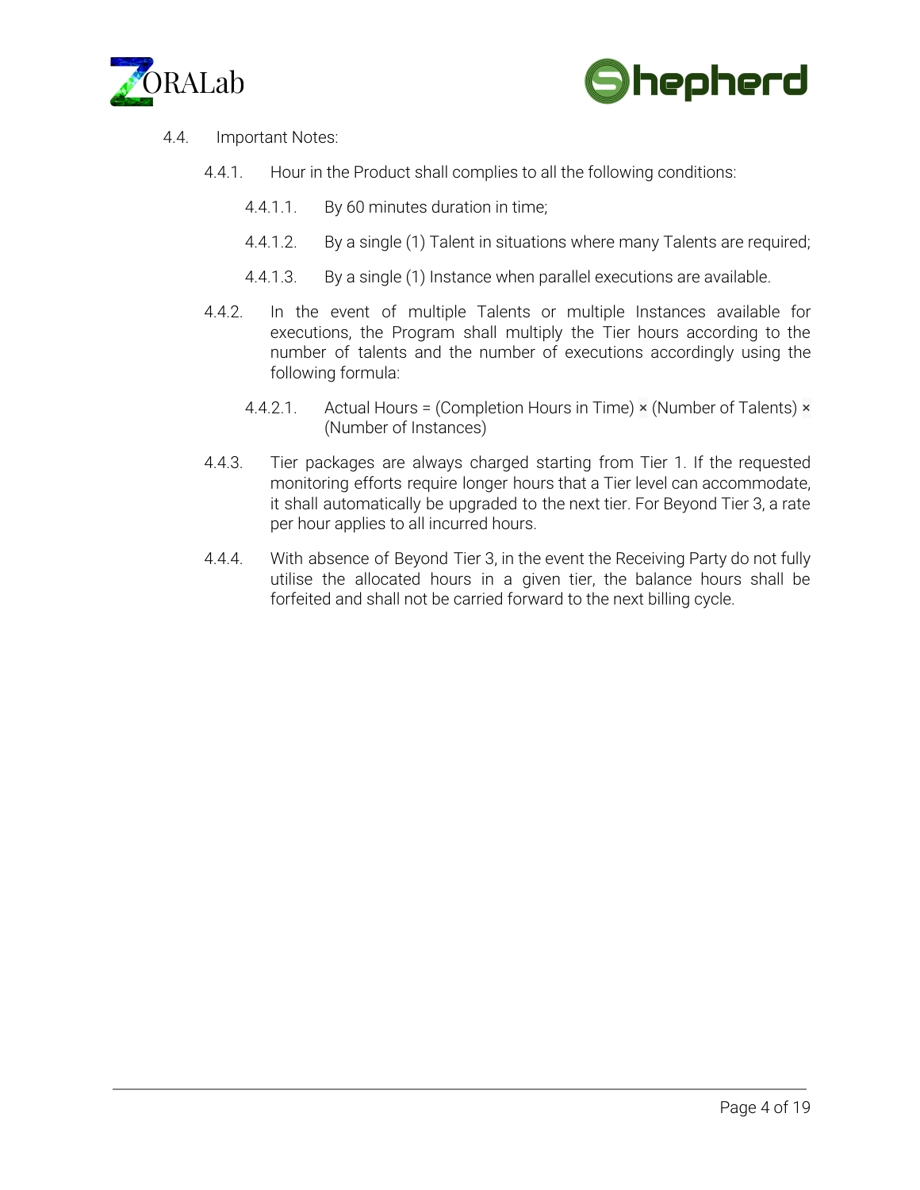4.4. Important Notes:

4.4.1. Hour in the Product shall complies to all the following conditions:

4.4.1.1. By 60 minutes duration in time;

4.4.1.2. By a single (1) Talent in situations where many Talents are required;

4.4.1.3. By a single (1) Instance when parallel executions are available.

4.4.2. In the event of multiple Talents or multiple Instances available for executions, the Program shall multiply the Tier hours according to the number of talents and the number of executions accordingly using the following formula:

4.4.2.1. Actual Hours = (Completion Hours in Time) × (Number of Talents) × (Number of Instances)

4.4.3. Tier packages are always charged starting from Tier 1. If the requested monitoring efforts require longer hours that a Tier level can accommodate, it shall automatically be upgraded to the next tier. For Beyond Tier 3, a rate per hour applies to all incurred hours.

4.4.4. With absence of Beyond Tier 3, in the event the Receiving Party do not fully utilise the allocated hours in a given tier, the balance hours shall be forfeited and shall not be carried forward to the next billing cycle.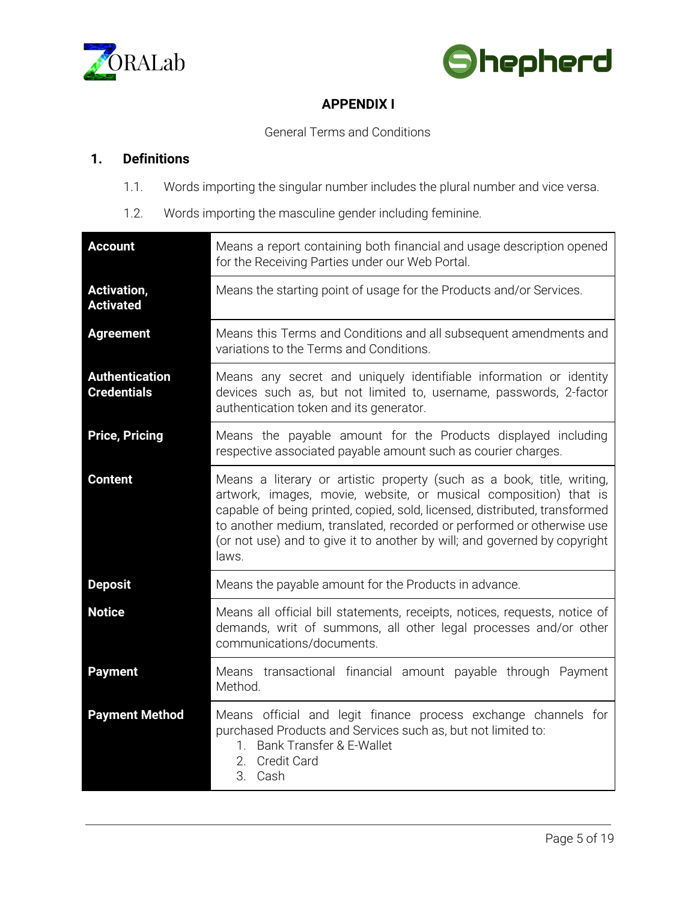# APPENDIX I

General Terms and Conditions

## 1. Definitions

1.1. Words importing the singular number includes the plural number and vice versa.

1.2. Words importing the masculine gender including feminine.

| | |
|---|---|
| **Account** | Means a report containing both financial and usage description opened for the Receiving Parties under our Web Portal. |
| **Activation, Activated** | Means the starting point of usage for the Products and/or Services. |
| **Agreement** | Means this Terms and Conditions and all subsequent amendments and variations to the Terms and Conditions. |
| **Authentication Credentials** | Means any secret and uniquely identifiable information or identity devices such as, but not limited to, username, passwords, 2-factor authentication token and its generator. |
| **Price, Pricing** | Means the payable amount for the Products displayed including respective associated payable amount such as courier charges. |
| **Content** | Means a literary or artistic property (such as a book, title, writing, artwork, images, movie, website, or musical composition) that is capable of being printed, copied, sold, licensed, distributed, transformed to another medium, translated, recorded or performed or otherwise use (or not use) and to give it to another by will; and governed by copyright laws. |
| **Deposit** | Means the payable amount for the Products in advance. |
| **Notice** | Means all official bill statements, receipts, notices, requests, notice of demands, writ of summons, all other legal processes and/or other communications/documents. |
| **Payment** | Means transactional financial amount payable through Payment Method. |
| **Payment Method** | Means official and legit finance process exchange channels for purchased Products and Services such as, but not limited to:<br>1. Bank Transfer & E-Wallet<br>2. Credit Card<br>3. Cash |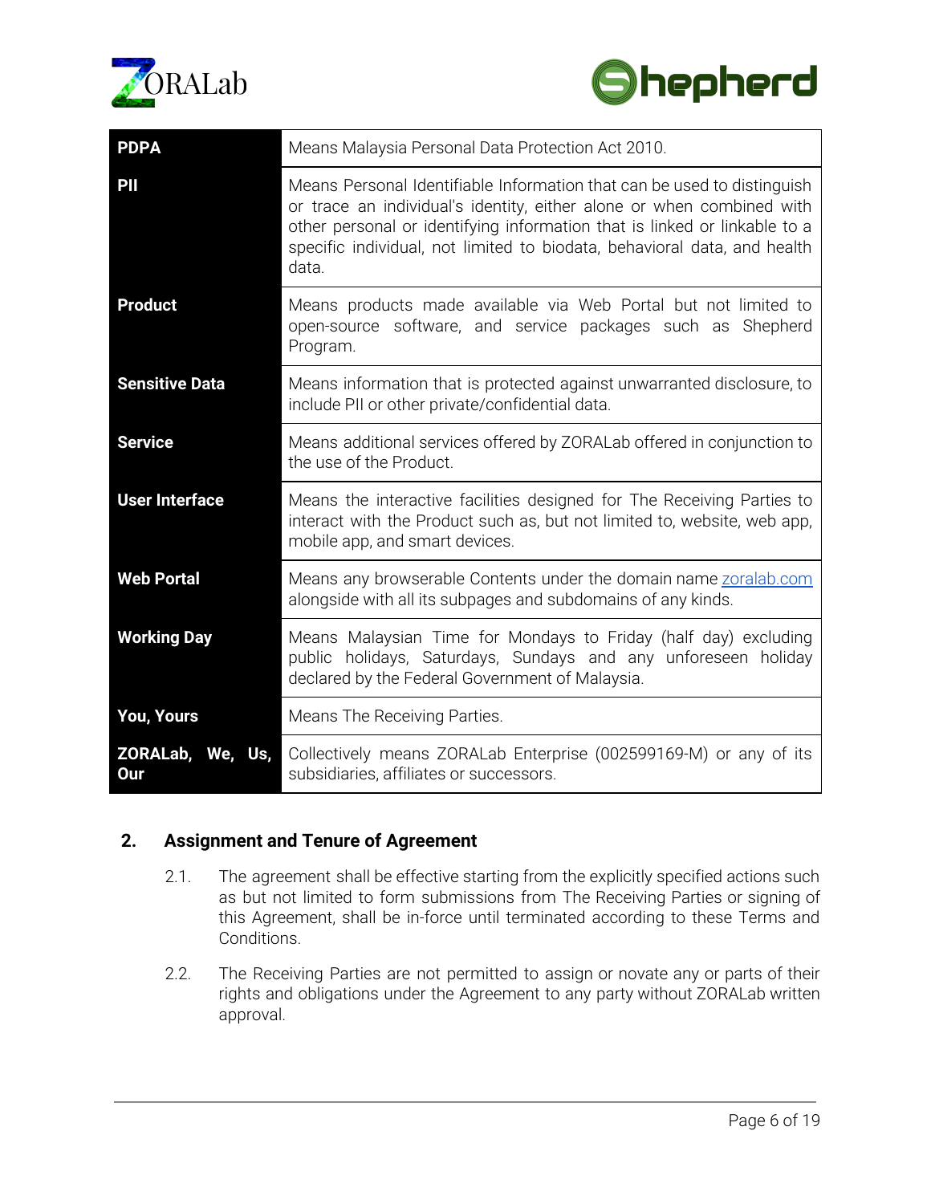| | |
|---|---|
| **PDPA** | Means Malaysia Personal Data Protection Act 2010. |
| **PII** | Means Personal Identifiable Information that can be used to distinguish or trace an individual's identity, either alone or when combined with other personal or identifying information that is linked or linkable to a specific individual, not limited to biodata, behavioral data, and health data. |
| **Product** | Means products made available via Web Portal but not limited to open-source software, and service packages such as Shepherd Program. |
| **Sensitive Data** | Means information that is protected against unwarranted disclosure, to include PII or other private/confidential data. |
| **Service** | Means additional services offered by ZORALab offered in conjunction to the use of the Product. |
| **User Interface** | Means the interactive facilities designed for The Receiving Parties to interact with the Product such as, but not limited to, website, web app, mobile app, and smart devices. |
| **Web Portal** | Means any browserable Contents under the domain name zoralab.com alongside with all its subpages and subdomains of any kinds. |
| **Working Day** | Means Malaysian Time for Mondays to Friday (half day) excluding public holidays, Saturdays, Sundays and any unforeseen holiday declared by the Federal Government of Malaysia. |
| **You, Yours** | Means The Receiving Parties. |
| **ZORALab, We, Us, Our** | Collectively means ZORALab Enterprise (002599169-M) or any of its subsidiaries, affiliates or successors. |

## 2. Assignment and Tenure of Agreement

2.1. The agreement shall be effective starting from the explicitly specified actions such as but not limited to form submissions from The Receiving Parties or signing of this Agreement, shall be in-force until terminated according to these Terms and Conditions.

2.2. The Receiving Parties are not permitted to assign or novate any or parts of their rights and obligations under the Agreement to any party without ZORALab written approval.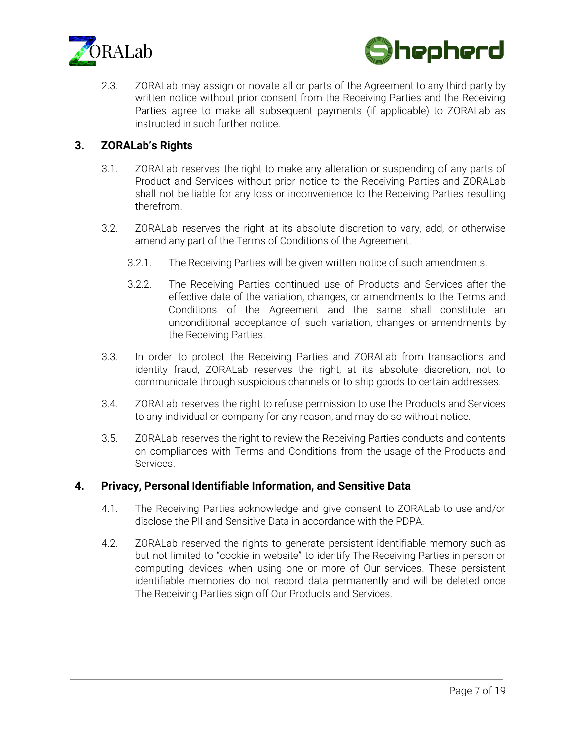2.3. ZORALab may assign or novate all or parts of the Agreement to any third-party by written notice without prior consent from the Receiving Parties and the Receiving Parties agree to make all subsequent payments (if applicable) to ZORALab as instructed in such further notice.

## 3. ZORALab's Rights

3.1. ZORALab reserves the right to make any alteration or suspending of any parts of Product and Services without prior notice to the Receiving Parties and ZORALab shall not be liable for any loss or inconvenience to the Receiving Parties resulting therefrom.

3.2. ZORALab reserves the right at its absolute discretion to vary, add, or otherwise amend any part of the Terms of Conditions of the Agreement.

3.2.1. The Receiving Parties will be given written notice of such amendments.

3.2.2. The Receiving Parties continued use of Products and Services after the effective date of the variation, changes, or amendments to the Terms and Conditions of the Agreement and the same shall constitute an unconditional acceptance of such variation, changes or amendments by the Receiving Parties.

3.3. In order to protect the Receiving Parties and ZORALab from transactions and identity fraud, ZORALab reserves the right, at its absolute discretion, not to communicate through suspicious channels or to ship goods to certain addresses.

3.4. ZORALab reserves the right to refuse permission to use the Products and Services to any individual or company for any reason, and may do so without notice.

3.5. ZORALab reserves the right to review the Receiving Parties conducts and contents on compliances with Terms and Conditions from the usage of the Products and Services.

## 4. Privacy, Personal Identifiable Information, and Sensitive Data

4.1. The Receiving Parties acknowledge and give consent to ZORALab to use and/or disclose the PII and Sensitive Data in accordance with the PDPA.

4.2. ZORALab reserved the rights to generate persistent identifiable memory such as but not limited to "cookie in website" to identify The Receiving Parties in person or computing devices when using one or more of Our services. These persistent identifiable memories do not record data permanently and will be deleted once The Receiving Parties sign off Our Products and Services.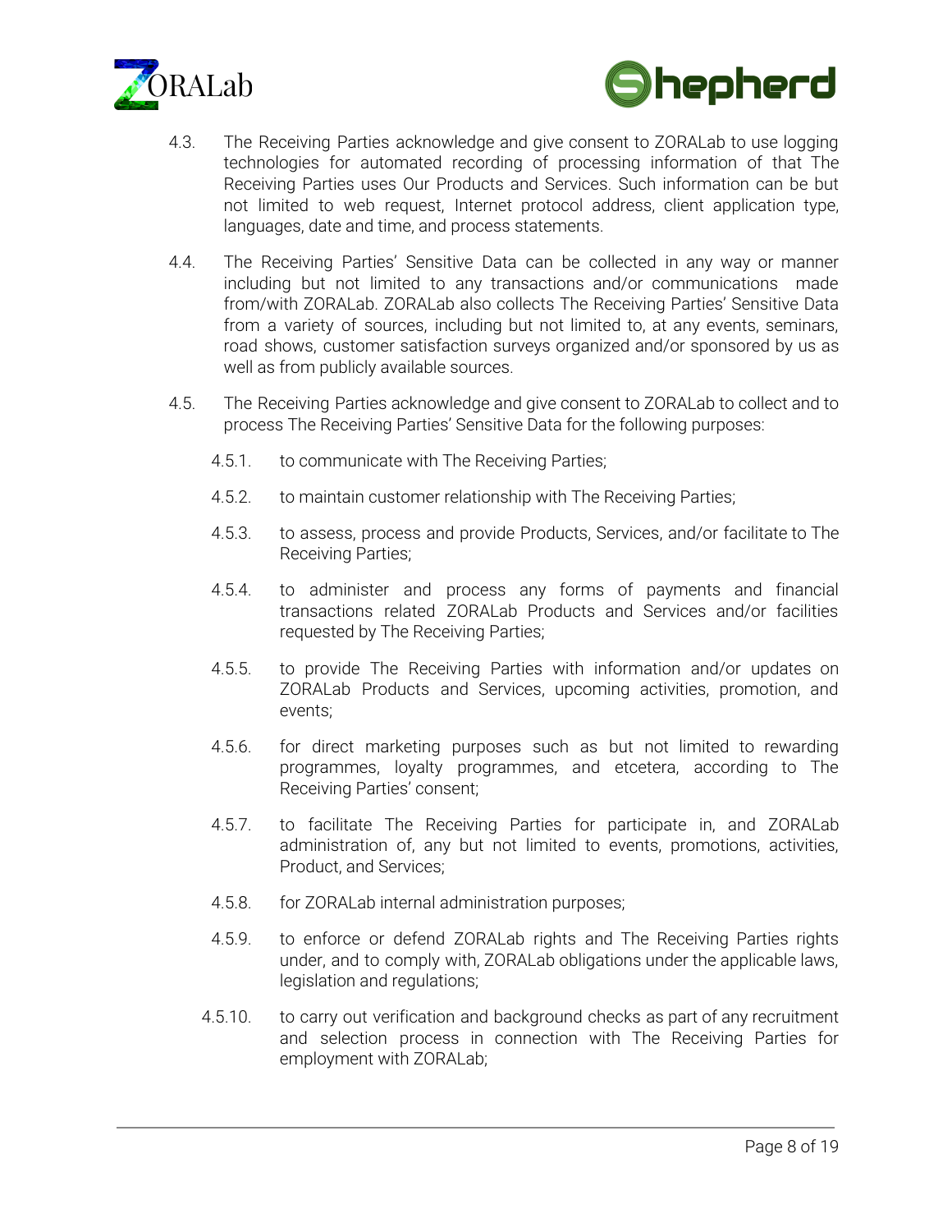4.3. The Receiving Parties acknowledge and give consent to ZORALab to use logging technologies for automated recording of processing information of that The Receiving Parties uses Our Products and Services. Such information can be but not limited to web request, Internet protocol address, client application type, languages, date and time, and process statements.

4.4. The Receiving Parties' Sensitive Data can be collected in any way or manner including but not limited to any transactions and/or communications made from/with ZORALab. ZORALab also collects The Receiving Parties' Sensitive Data from a variety of sources, including but not limited to, at any events, seminars, road shows, customer satisfaction surveys organized and/or sponsored by us as well as from publicly available sources.

4.5. The Receiving Parties acknowledge and give consent to ZORALab to collect and to process The Receiving Parties' Sensitive Data for the following purposes:

4.5.1. to communicate with The Receiving Parties;

4.5.2. to maintain customer relationship with The Receiving Parties;

4.5.3. to assess, process and provide Products, Services, and/or facilitate to The Receiving Parties;

4.5.4. to administer and process any forms of payments and financial transactions related ZORALab Products and Services and/or facilities requested by The Receiving Parties;

4.5.5. to provide The Receiving Parties with information and/or updates on ZORALab Products and Services, upcoming activities, promotion, and events;

4.5.6. for direct marketing purposes such as but not limited to rewarding programmes, loyalty programmes, and etcetera, according to The Receiving Parties' consent;

4.5.7. to facilitate The Receiving Parties for participate in, and ZORALab administration of, any but not limited to events, promotions, activities, Product, and Services;

4.5.8. for ZORALab internal administration purposes;

4.5.9. to enforce or defend ZORALab rights and The Receiving Parties rights under, and to comply with, ZORALab obligations under the applicable laws, legislation and regulations;

4.5.10. to carry out verification and background checks as part of any recruitment and selection process in connection with The Receiving Parties for employment with ZORALab;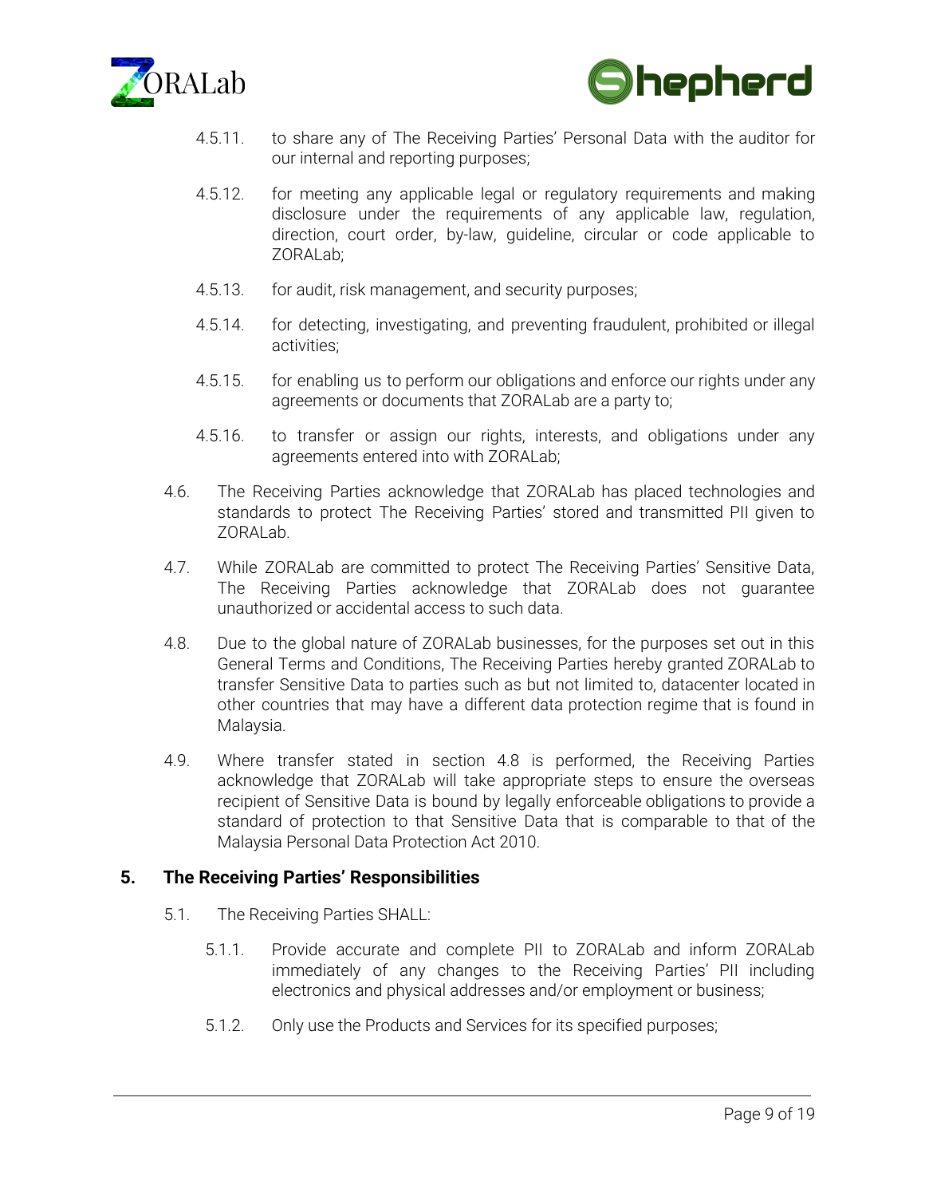4.5.11. to share any of The Receiving Parties' Personal Data with the auditor for our internal and reporting purposes;

4.5.12. for meeting any applicable legal or regulatory requirements and making disclosure under the requirements of any applicable law, regulation, direction, court order, by-law, guideline, circular or code applicable to ZORALab;

4.5.13. for audit, risk management, and security purposes;

4.5.14. for detecting, investigating, and preventing fraudulent, prohibited or illegal activities;

4.5.15. for enabling us to perform our obligations and enforce our rights under any agreements or documents that ZORALab are a party to;

4.5.16. to transfer or assign our rights, interests, and obligations under any agreements entered into with ZORALab;

4.6. The Receiving Parties acknowledge that ZORALab has placed technologies and standards to protect The Receiving Parties' stored and transmitted PII given to ZORALab.

4.7. While ZORALab are committed to protect The Receiving Parties' Sensitive Data, The Receiving Parties acknowledge that ZORALab does not guarantee unauthorized or accidental access to such data.

4.8. Due to the global nature of ZORALab businesses, for the purposes set out in this General Terms and Conditions, The Receiving Parties hereby granted ZORALab to transfer Sensitive Data to parties such as but not limited to, datacenter located in other countries that may have a different data protection regime that is found in Malaysia.

4.9. Where transfer stated in section 4.8 is performed, the Receiving Parties acknowledge that ZORALab will take appropriate steps to ensure the overseas recipient of Sensitive Data is bound by legally enforceable obligations to provide a standard of protection to that Sensitive Data that is comparable to that of the Malaysia Personal Data Protection Act 2010.

## 5. The Receiving Parties' Responsibilities

5.1. The Receiving Parties SHALL:

5.1.1. Provide accurate and complete PII to ZORALab and inform ZORALab immediately of any changes to the Receiving Parties' PII including electronics and physical addresses and/or employment or business;

5.1.2. Only use the Products and Services for its specified purposes;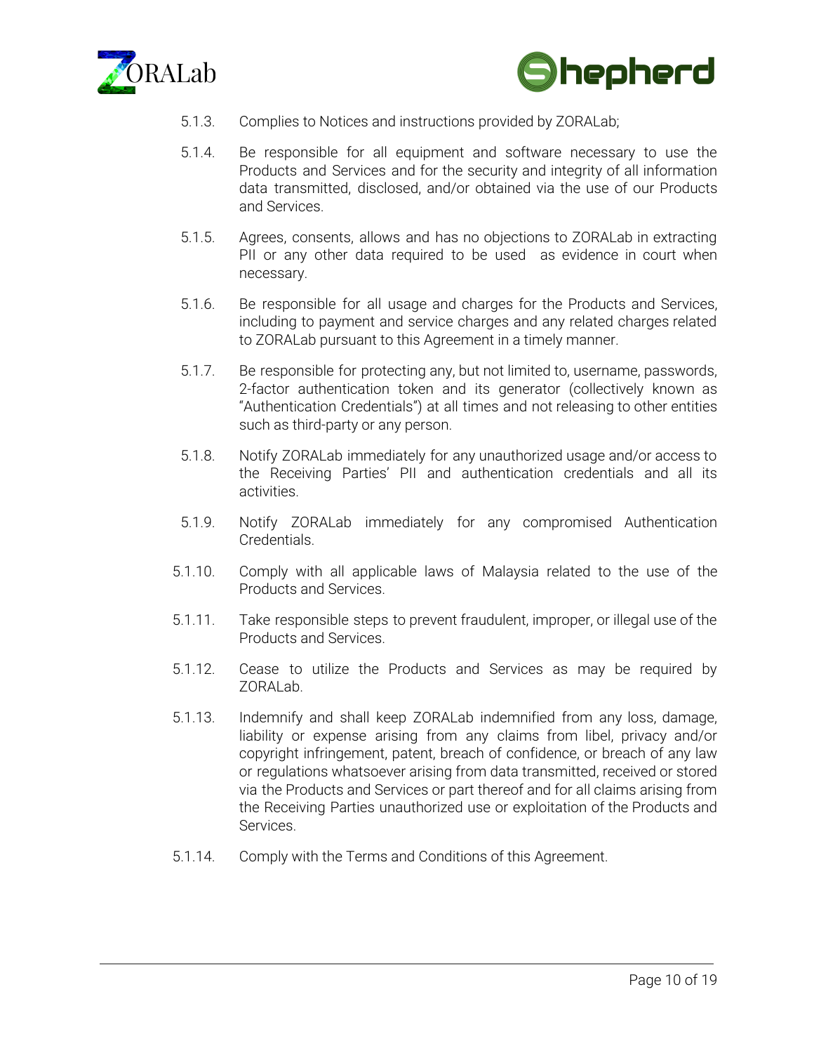5.1.3. Complies to Notices and instructions provided by ZORALab;

5.1.4. Be responsible for all equipment and software necessary to use the Products and Services and for the security and integrity of all information data transmitted, disclosed, and/or obtained via the use of our Products and Services.

5.1.5. Agrees, consents, allows and has no objections to ZORALab in extracting PII or any other data required to be used as evidence in court when necessary.

5.1.6. Be responsible for all usage and charges for the Products and Services, including to payment and service charges and any related charges related to ZORALab pursuant to this Agreement in a timely manner.

5.1.7. Be responsible for protecting any, but not limited to, username, passwords, 2-factor authentication token and its generator (collectively known as "Authentication Credentials") at all times and not releasing to other entities such as third-party or any person.

5.1.8. Notify ZORALab immediately for any unauthorized usage and/or access to the Receiving Parties' PII and authentication credentials and all its activities.

5.1.9. Notify ZORALab immediately for any compromised Authentication Credentials.

5.1.10. Comply with all applicable laws of Malaysia related to the use of the Products and Services.

5.1.11. Take responsible steps to prevent fraudulent, improper, or illegal use of the Products and Services.

5.1.12. Cease to utilize the Products and Services as may be required by ZORALab.

5.1.13. Indemnify and shall keep ZORALab indemnified from any loss, damage, liability or expense arising from any claims from libel, privacy and/or copyright infringement, patent, breach of confidence, or breach of any law or regulations whatsoever arising from data transmitted, received or stored via the Products and Services or part thereof and for all claims arising from the Receiving Parties unauthorized use or exploitation of the Products and Services.

5.1.14. Comply with the Terms and Conditions of this Agreement.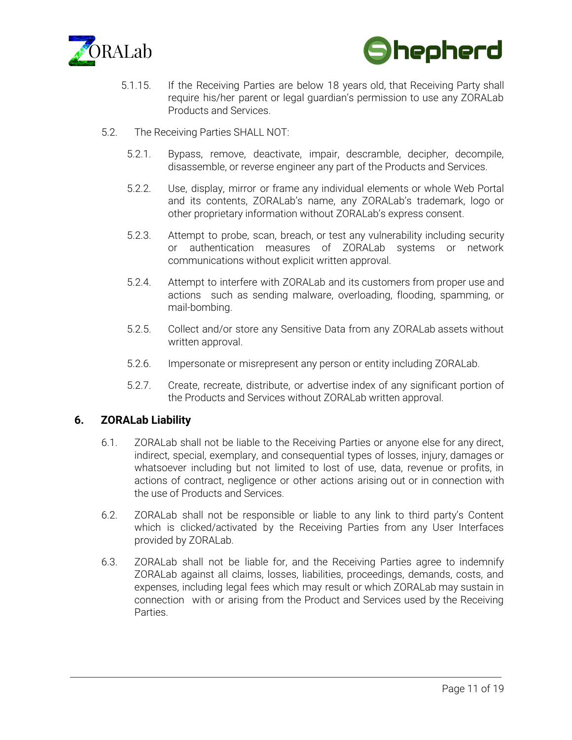5.1.15. If the Receiving Parties are below 18 years old, that Receiving Party shall require his/her parent or legal guardian's permission to use any ZORALab Products and Services.

5.2. The Receiving Parties SHALL NOT:

5.2.1. Bypass, remove, deactivate, impair, descramble, decipher, decompile, disassemble, or reverse engineer any part of the Products and Services.

5.2.2. Use, display, mirror or frame any individual elements or whole Web Portal and its contents, ZORALab's name, any ZORALab's trademark, logo or other proprietary information without ZORALab's express consent.

5.2.3. Attempt to probe, scan, breach, or test any vulnerability including security or authentication measures of ZORALab systems or network communications without explicit written approval.

5.2.4. Attempt to interfere with ZORALab and its customers from proper use and actions such as sending malware, overloading, flooding, spamming, or mail-bombing.

5.2.5. Collect and/or store any Sensitive Data from any ZORALab assets without written approval.

5.2.6. Impersonate or misrepresent any person or entity including ZORALab.

5.2.7. Create, recreate, distribute, or advertise index of any significant portion of the Products and Services without ZORALab written approval.

## 6. ZORALab Liability

6.1. ZORALab shall not be liable to the Receiving Parties or anyone else for any direct, indirect, special, exemplary, and consequential types of losses, injury, damages or whatsoever including but not limited to lost of use, data, revenue or profits, in actions of contract, negligence or other actions arising out or in connection with the use of Products and Services.

6.2. ZORALab shall not be responsible or liable to any link to third party's Content which is clicked/activated by the Receiving Parties from any User Interfaces provided by ZORALab.

6.3. ZORALab shall not be liable for, and the Receiving Parties agree to indemnify ZORALab against all claims, losses, liabilities, proceedings, demands, costs, and expenses, including legal fees which may result or which ZORALab may sustain in connection with or arising from the Product and Services used by the Receiving Parties.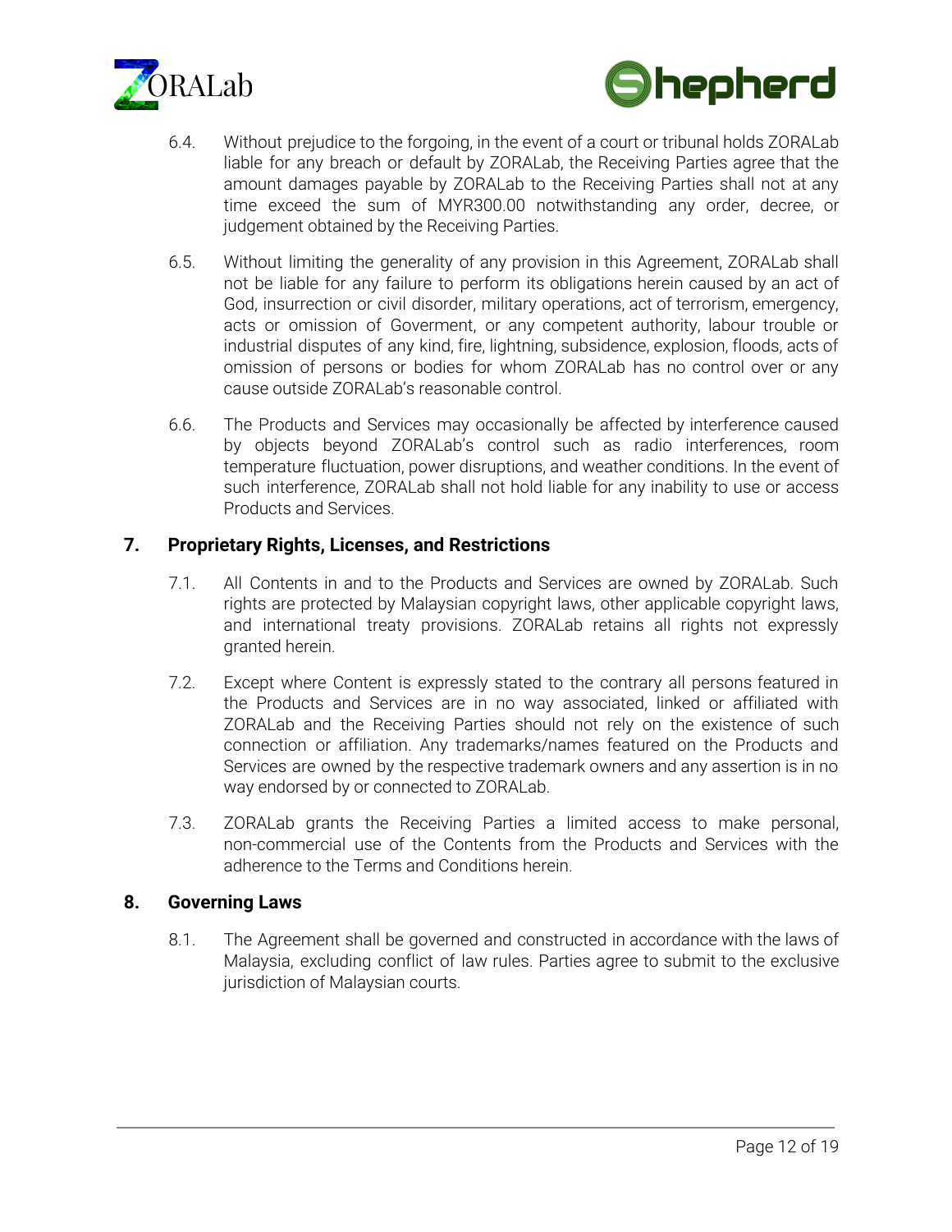6.4. Without prejudice to the forgoing, in the event of a court or tribunal holds ZORALab liable for any breach or default by ZORALab, the Receiving Parties agree that the amount damages payable by ZORALab to the Receiving Parties shall not at any time exceed the sum of MYR300.00 notwithstanding any order, decree, or judgement obtained by the Receiving Parties.

6.5. Without limiting the generality of any provision in this Agreement, ZORALab shall not be liable for any failure to perform its obligations herein caused by an act of God, insurrection or civil disorder, military operations, act of terrorism, emergency, acts or omission of Goverment, or any competent authority, labour trouble or industrial disputes of any kind, fire, lightning, subsidence, explosion, floods, acts of omission of persons or bodies for whom ZORALab has no control over or any cause outside ZORALab's reasonable control.

6.6. The Products and Services may occasionally be affected by interference caused by objects beyond ZORALab's control such as radio interferences, room temperature fluctuation, power disruptions, and weather conditions. In the event of such interference, ZORALab shall not hold liable for any inability to use or access Products and Services.

## 7. Proprietary Rights, Licenses, and Restrictions

7.1. All Contents in and to the Products and Services are owned by ZORALab. Such rights are protected by Malaysian copyright laws, other applicable copyright laws, and international treaty provisions. ZORALab retains all rights not expressly granted herein.

7.2. Except where Content is expressly stated to the contrary all persons featured in the Products and Services are in no way associated, linked or affiliated with ZORALab and the Receiving Parties should not rely on the existence of such connection or affiliation. Any trademarks/names featured on the Products and Services are owned by the respective trademark owners and any assertion is in no way endorsed by or connected to ZORALab.

7.3. ZORALab grants the Receiving Parties a limited access to make personal, non-commercial use of the Contents from the Products and Services with the adherence to the Terms and Conditions herein.

## 8. Governing Laws

8.1. The Agreement shall be governed and constructed in accordance with the laws of Malaysia, excluding conflict of law rules. Parties agree to submit to the exclusive jurisdiction of Malaysian courts.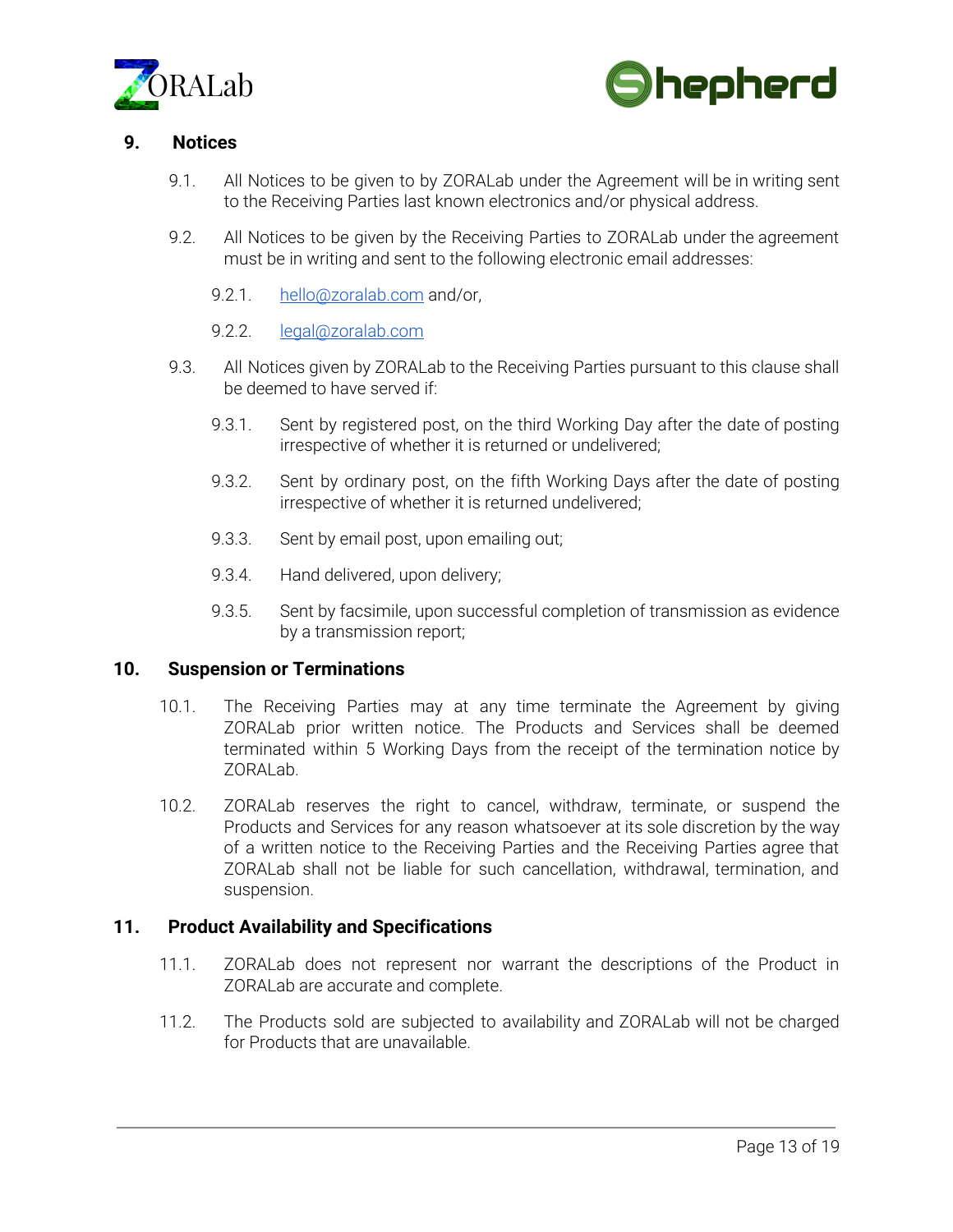## 9. Notices

9.1. All Notices to be given to by ZORALab under the Agreement will be in writing sent to the Receiving Parties last known electronics and/or physical address.

9.2. All Notices to be given by the Receiving Parties to ZORALab under the agreement must be in writing and sent to the following electronic email addresses:

9.2.1. hello@zoralab.com and/or,

9.2.2. legal@zoralab.com

9.3. All Notices given by ZORALab to the Receiving Parties pursuant to this clause shall be deemed to have served if:

9.3.1. Sent by registered post, on the third Working Day after the date of posting irrespective of whether it is returned or undelivered;

9.3.2. Sent by ordinary post, on the fifth Working Days after the date of posting irrespective of whether it is returned undelivered;

9.3.3. Sent by email post, upon emailing out;

9.3.4. Hand delivered, upon delivery;

9.3.5. Sent by facsimile, upon successful completion of transmission as evidence by a transmission report;

## 10. Suspension or Terminations

10.1. The Receiving Parties may at any time terminate the Agreement by giving ZORALab prior written notice. The Products and Services shall be deemed terminated within 5 Working Days from the receipt of the termination notice by ZORALab.

10.2. ZORALab reserves the right to cancel, withdraw, terminate, or suspend the Products and Services for any reason whatsoever at its sole discretion by the way of a written notice to the Receiving Parties and the Receiving Parties agree that ZORALab shall not be liable for such cancellation, withdrawal, termination, and suspension.

## 11. Product Availability and Specifications

11.1. ZORALab does not represent nor warrant the descriptions of the Product in ZORALab are accurate and complete.

11.2. The Products sold are subjected to availability and ZORALab will not be charged for Products that are unavailable.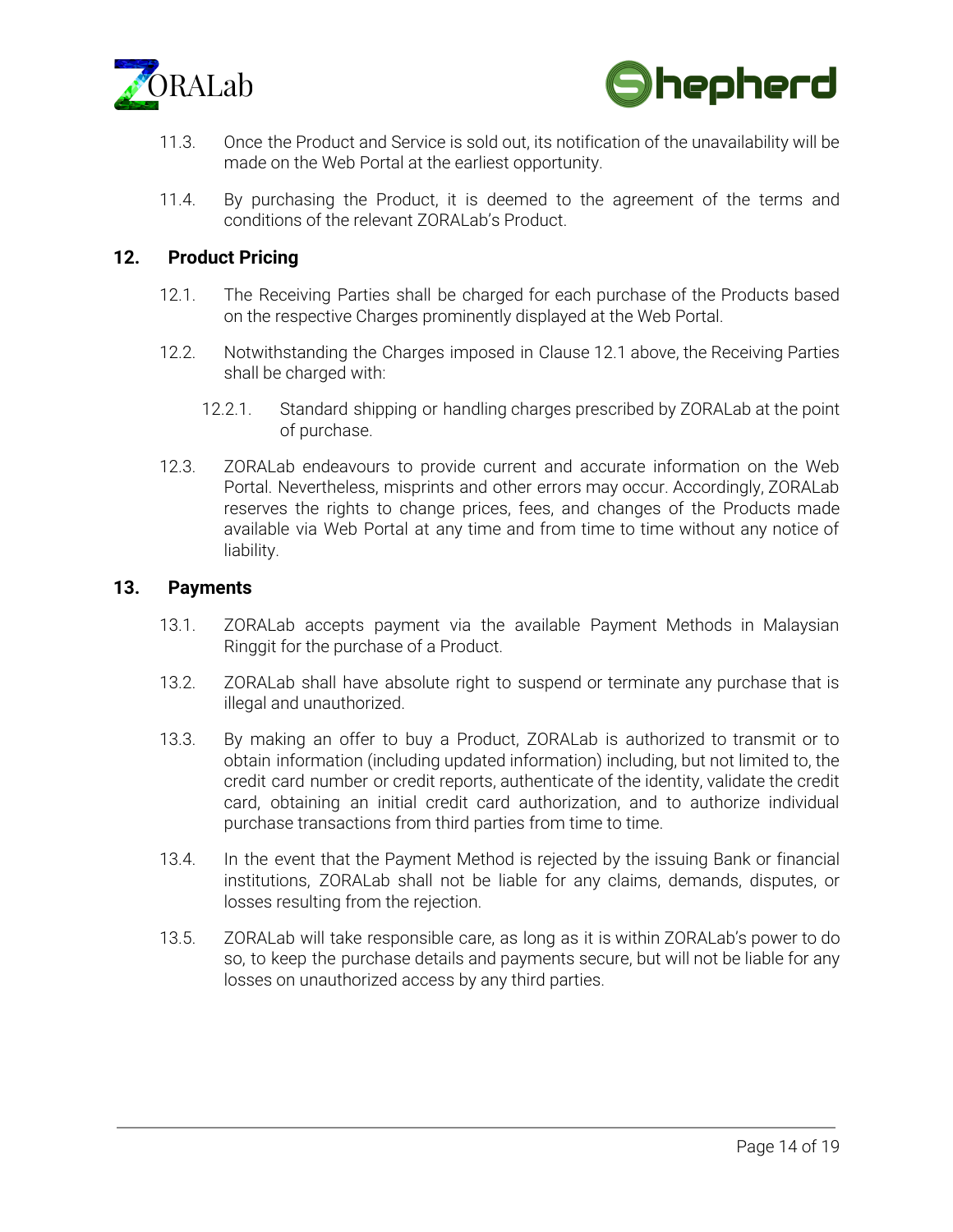11.3. Once the Product and Service is sold out, its notification of the unavailability will be made on the Web Portal at the earliest opportunity.

11.4. By purchasing the Product, it is deemed to the agreement of the terms and conditions of the relevant ZORALab's Product.

## 12. Product Pricing

12.1. The Receiving Parties shall be charged for each purchase of the Products based on the respective Charges prominently displayed at the Web Portal.

12.2. Notwithstanding the Charges imposed in Clause 12.1 above, the Receiving Parties shall be charged with:

12.2.1. Standard shipping or handling charges prescribed by ZORALab at the point of purchase.

12.3. ZORALab endeavours to provide current and accurate information on the Web Portal. Nevertheless, misprints and other errors may occur. Accordingly, ZORALab reserves the rights to change prices, fees, and changes of the Products made available via Web Portal at any time and from time to time without any notice of liability.

## 13. Payments

13.1. ZORALab accepts payment via the available Payment Methods in Malaysian Ringgit for the purchase of a Product.

13.2. ZORALab shall have absolute right to suspend or terminate any purchase that is illegal and unauthorized.

13.3. By making an offer to buy a Product, ZORALab is authorized to transmit or to obtain information (including updated information) including, but not limited to, the credit card number or credit reports, authenticate of the identity, validate the credit card, obtaining an initial credit card authorization, and to authorize individual purchase transactions from third parties from time to time.

13.4. In the event that the Payment Method is rejected by the issuing Bank or financial institutions, ZORALab shall not be liable for any claims, demands, disputes, or losses resulting from the rejection.

13.5. ZORALab will take responsible care, as long as it is within ZORALab's power to do so, to keep the purchase details and payments secure, but will not be liable for any losses on unauthorized access by any third parties.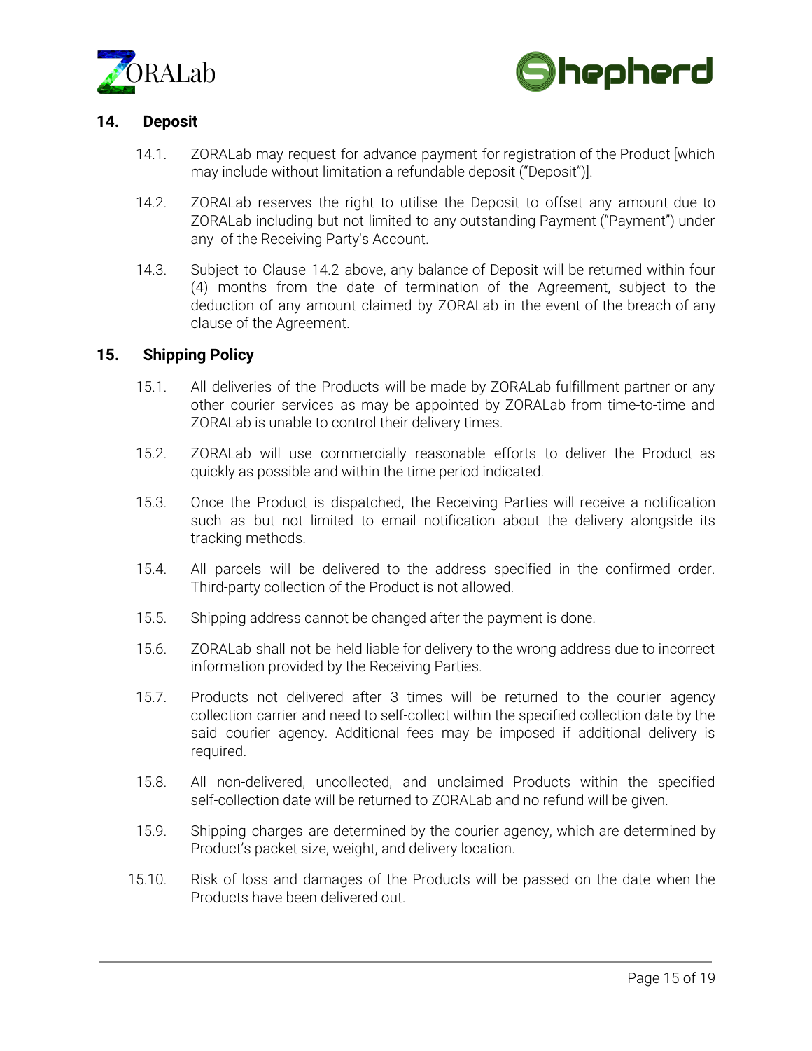## 14. Deposit

14.1. ZORALab may request for advance payment for registration of the Product [which may include without limitation a refundable deposit ("Deposit")].

14.2. ZORALab reserves the right to utilise the Deposit to offset any amount due to ZORALab including but not limited to any outstanding Payment ("Payment") under any of the Receiving Party's Account.

14.3. Subject to Clause 14.2 above, any balance of Deposit will be returned within four (4) months from the date of termination of the Agreement, subject to the deduction of any amount claimed by ZORALab in the event of the breach of any clause of the Agreement.

## 15. Shipping Policy

15.1. All deliveries of the Products will be made by ZORALab fulfillment partner or any other courier services as may be appointed by ZORALab from time-to-time and ZORALab is unable to control their delivery times.

15.2. ZORALab will use commercially reasonable efforts to deliver the Product as quickly as possible and within the time period indicated.

15.3. Once the Product is dispatched, the Receiving Parties will receive a notification such as but not limited to email notification about the delivery alongside its tracking methods.

15.4. All parcels will be delivered to the address specified in the confirmed order. Third-party collection of the Product is not allowed.

15.5. Shipping address cannot be changed after the payment is done.

15.6. ZORALab shall not be held liable for delivery to the wrong address due to incorrect information provided by the Receiving Parties.

15.7. Products not delivered after 3 times will be returned to the courier agency collection carrier and need to self-collect within the specified collection date by the said courier agency. Additional fees may be imposed if additional delivery is required.

15.8. All non-delivered, uncollected, and unclaimed Products within the specified self-collection date will be returned to ZORALab and no refund will be given.

15.9. Shipping charges are determined by the courier agency, which are determined by Product's packet size, weight, and delivery location.

15.10. Risk of loss and damages of the Products will be passed on the date when the Products have been delivered out.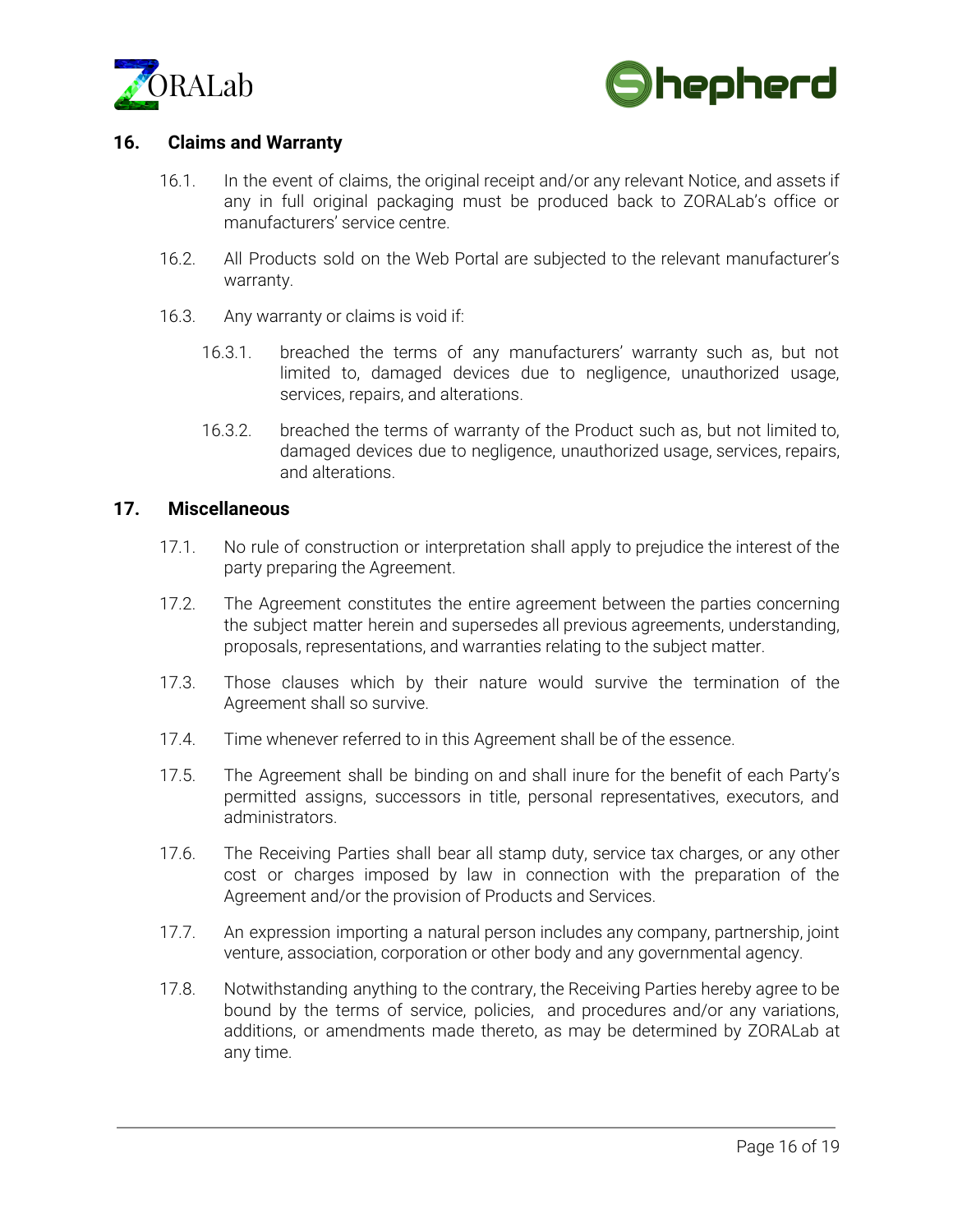## 16. Claims and Warranty

16.1. In the event of claims, the original receipt and/or any relevant Notice, and assets if any in full original packaging must be produced back to ZORALab's office or manufacturers' service centre.

16.2. All Products sold on the Web Portal are subjected to the relevant manufacturer's warranty.

16.3. Any warranty or claims is void if:

16.3.1. breached the terms of any manufacturers' warranty such as, but not limited to, damaged devices due to negligence, unauthorized usage, services, repairs, and alterations.

16.3.2. breached the terms of warranty of the Product such as, but not limited to, damaged devices due to negligence, unauthorized usage, services, repairs, and alterations.

## 17. Miscellaneous

17.1. No rule of construction or interpretation shall apply to prejudice the interest of the party preparing the Agreement.

17.2. The Agreement constitutes the entire agreement between the parties concerning the subject matter herein and supersedes all previous agreements, understanding, proposals, representations, and warranties relating to the subject matter.

17.3. Those clauses which by their nature would survive the termination of the Agreement shall so survive.

17.4. Time whenever referred to in this Agreement shall be of the essence.

17.5. The Agreement shall be binding on and shall inure for the benefit of each Party's permitted assigns, successors in title, personal representatives, executors, and administrators.

17.6. The Receiving Parties shall bear all stamp duty, service tax charges, or any other cost or charges imposed by law in connection with the preparation of the Agreement and/or the provision of Products and Services.

17.7. An expression importing a natural person includes any company, partnership, joint venture, association, corporation or other body and any governmental agency.

17.8. Notwithstanding anything to the contrary, the Receiving Parties hereby agree to be bound by the terms of service, policies, and procedures and/or any variations, additions, or amendments made thereto, as may be determined by ZORALab at any time.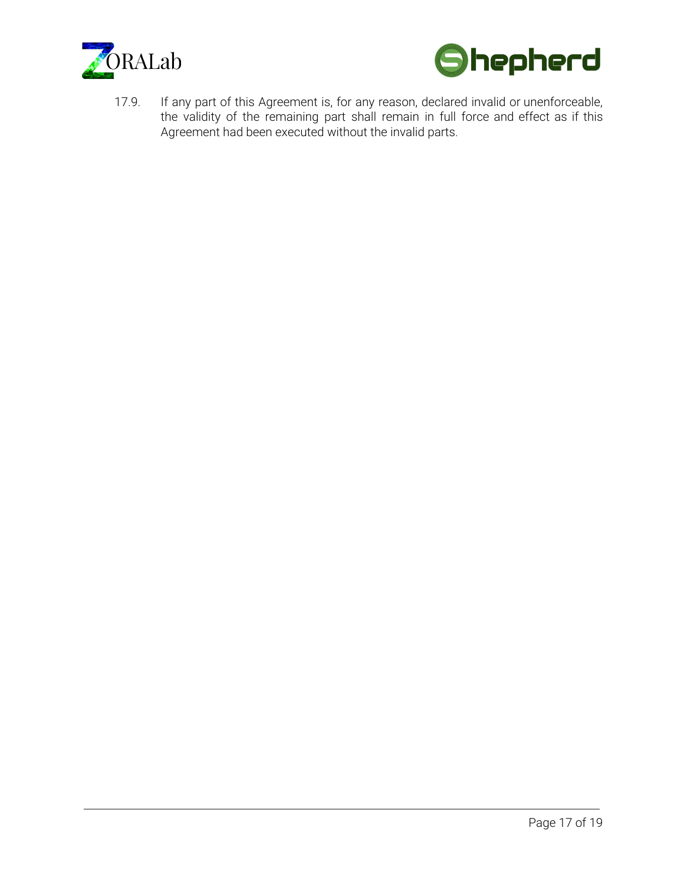17.9. If any part of this Agreement is, for any reason, declared invalid or unenforceable, the validity of the remaining part shall remain in full force and effect as if this Agreement had been executed without the invalid parts.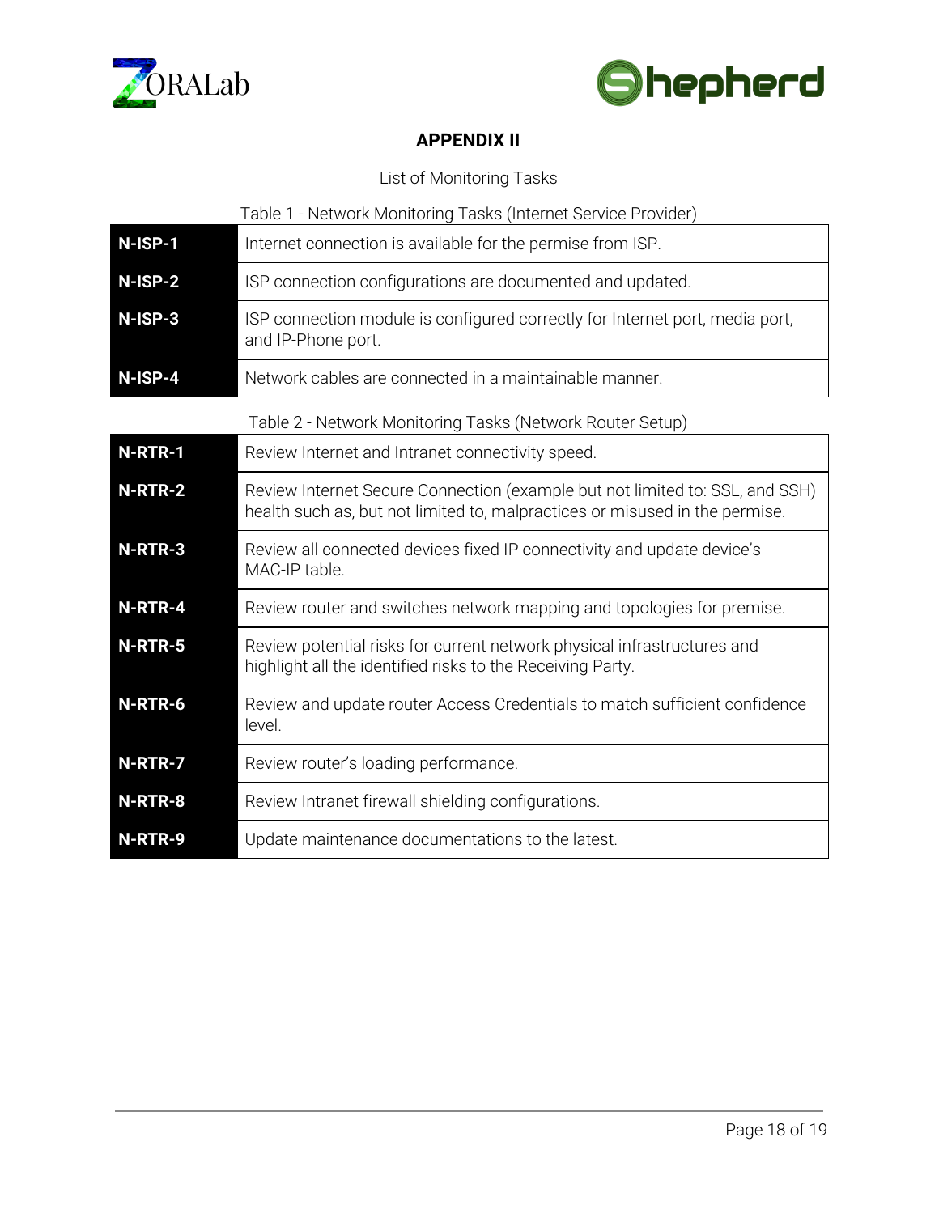# APPENDIX II

List of Monitoring Tasks

Table 1 - Network Monitoring Tasks (Internet Service Provider)

| | |
|---|---|
| **N-ISP-1** | Internet connection is available for the permise from ISP. |
| **N-ISP-2** | ISP connection configurations are documented and updated. |
| **N-ISP-3** | ISP connection module is configured correctly for Internet port, media port, and IP-Phone port. |
| **N-ISP-4** | Network cables are connected in a maintainable manner. |

Table 2 - Network Monitoring Tasks (Network Router Setup)

| | |
|---|---|
| **N-RTR-1** | Review Internet and Intranet connectivity speed. |
| **N-RTR-2** | Review Internet Secure Connection (example but not limited to: SSL, and SSH) health such as, but not limited to, malpractices or misused in the permise. |
| **N-RTR-3** | Review all connected devices fixed IP connectivity and update device's MAC-IP table. |
| **N-RTR-4** | Review router and switches network mapping and topologies for premise. |
| **N-RTR-5** | Review potential risks for current network physical infrastructures and highlight all the identified risks to the Receiving Party. |
| **N-RTR-6** | Review and update router Access Credentials to match sufficient confidence level. |
| **N-RTR-7** | Review router's loading performance. |
| **N-RTR-8** | Review Intranet firewall shielding configurations. |
| **N-RTR-9** | Update maintenance documentations to the latest. |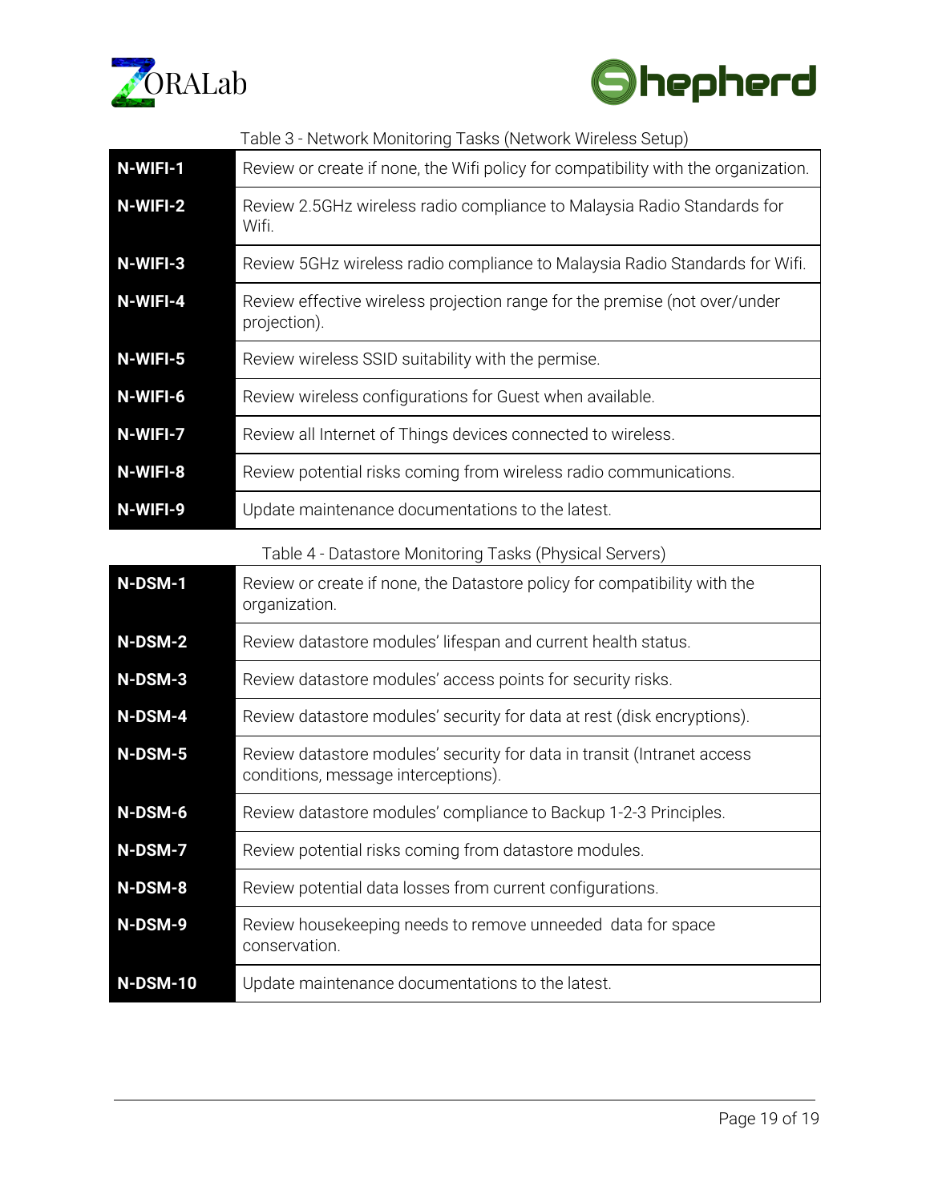Table 3 - Network Monitoring Tasks (Network Wireless Setup)

| | |
|---|---|
| **N-WIFI-1** | Review or create if none, the Wifi policy for compatibility with the organization. |
| **N-WIFI-2** | Review 2.5GHz wireless radio compliance to Malaysia Radio Standards for Wifi. |
| **N-WIFI-3** | Review 5GHz wireless radio compliance to Malaysia Radio Standards for Wifi. |
| **N-WIFI-4** | Review effective wireless projection range for the premise (not over/under projection). |
| **N-WIFI-5** | Review wireless SSID suitability with the permise. |
| **N-WIFI-6** | Review wireless configurations for Guest when available. |
| **N-WIFI-7** | Review all Internet of Things devices connected to wireless. |
| **N-WIFI-8** | Review potential risks coming from wireless radio communications. |
| **N-WIFI-9** | Update maintenance documentations to the latest. |

Table 4 - Datastore Monitoring Tasks (Physical Servers)

| | |
|---|---|
| **N-DSM-1** | Review or create if none, the Datastore policy for compatibility with the organization. |
| **N-DSM-2** | Review datastore modules' lifespan and current health status. |
| **N-DSM-3** | Review datastore modules' access points for security risks. |
| **N-DSM-4** | Review datastore modules' security for data at rest (disk encryptions). |
| **N-DSM-5** | Review datastore modules' security for data in transit (Intranet access conditions, message interceptions). |
| **N-DSM-6** | Review datastore modules' compliance to Backup 1-2-3 Principles. |
| **N-DSM-7** | Review potential risks coming from datastore modules. |
| **N-DSM-8** | Review potential data losses from current configurations. |
| **N-DSM-9** | Review housekeeping needs to remove unneeded data for space conservation. |
| **N-DSM-10** | Update maintenance documentations to the latest. |